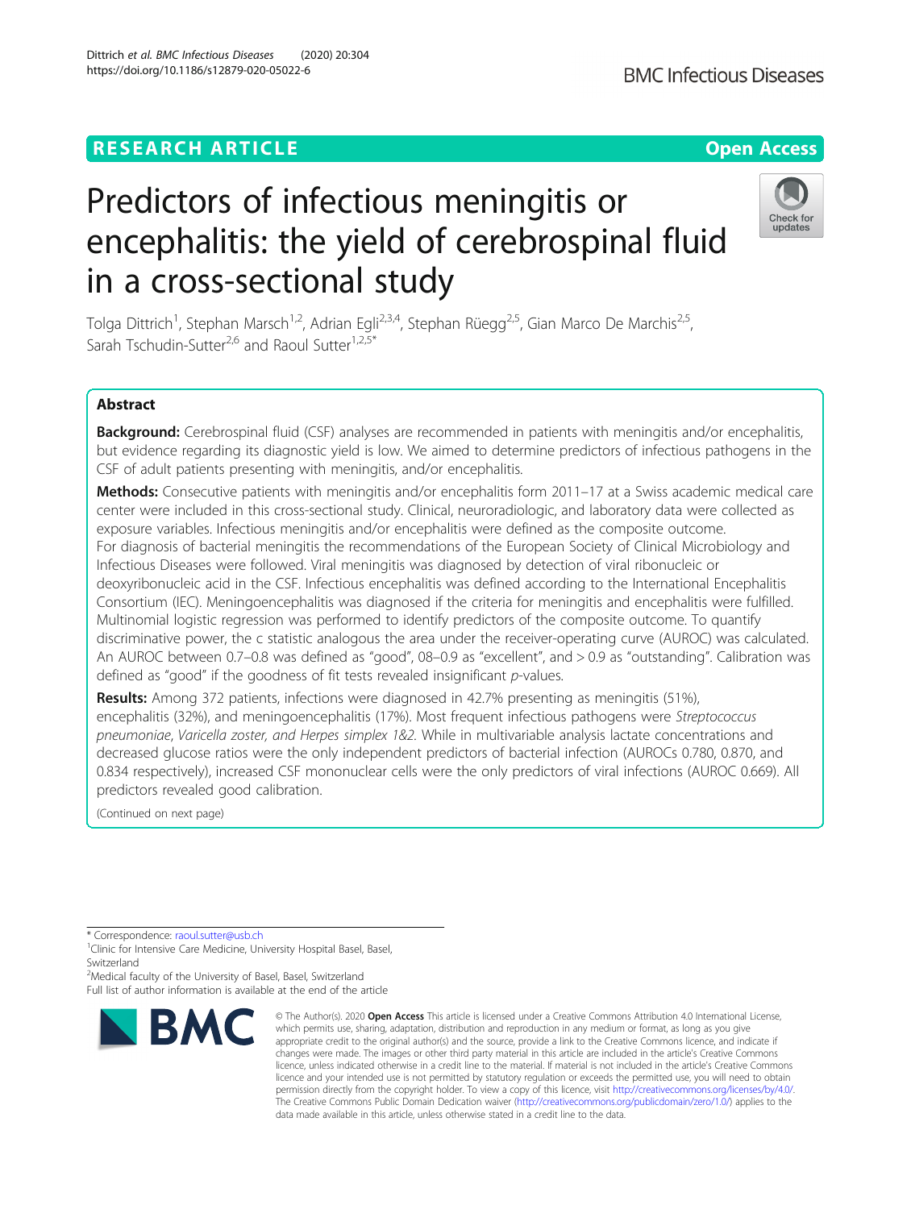RESEARCH ARTICLE

Open Access

# Predictors of infectious meningitis or encephalitis: the yield of cerebrospinal fluid in a cross-sectional study

Tolga Dittrich[1], Stephan Marsch[1,2], Adrian Egli[2,3,4], Stephan Rüegg[2,5], Gian Marco De Marchis[2,5], Sarah Tschudin-Sutter[2,6] and Raoul Sutter[1,2,5*]

## Abstract

**Background:** Cerebrospinal fluid (CSF) analyses are recommended in patients with meningitis and/or encephalitis, but evidence regarding its diagnostic yield is low. We aimed to determine predictors of infectious pathogens in the CSF of adult patients presenting with meningitis, and/or encephalitis.

**Methods:** Consecutive patients with meningitis and/or encephalitis form 2011–17 at a Swiss academic medical care center were included in this cross-sectional study. Clinical, neuroradiologic, and laboratory data were collected as exposure variables. Infectious meningitis and/or encephalitis were defined as the composite outcome. For diagnosis of bacterial meningitis the recommendations of the European Society of Clinical Microbiology and Infectious Diseases were followed. Viral meningitis was diagnosed by detection of viral ribonucleic or deoxyribonucleic acid in the CSF. Infectious encephalitis was defined according to the International Encephalitis Consortium (IEC). Meningoencephalitis was diagnosed if the criteria for meningitis and encephalitis were fulfilled. Multinomial logistic regression was performed to identify predictors of the composite outcome. To quantify discriminative power, the c statistic analogous the area under the receiver-operating curve (AUROC) was calculated. An AUROC between 0.7–0.8 was defined as "good", 08–0.9 as "excellent", and > 0.9 as "outstanding". Calibration was defined as "good" if the goodness of fit tests revealed insignificant *p*-values.

**Results:** Among 372 patients, infections were diagnosed in 42.7% presenting as meningitis (51%), encephalitis (32%), and meningoencephalitis (17%). Most frequent infectious pathogens were *Streptococcus pneumoniae*, *Varicella zoster, and Herpes simplex 1&2*. While in multivariable analysis lactate concentrations and decreased glucose ratios were the only independent predictors of bacterial infection (AUROCs 0.780, 0.870, and 0.834 respectively), increased CSF mononuclear cells were the only predictors of viral infections (AUROC 0.669). All predictors revealed good calibration.

(Continued on next page)

* Correspondence: raoul.sutter@usb.ch
[1] Clinic for Intensive Care Medicine, University Hospital Basel, Basel, Switzerland
[2] Medical faculty of the University of Basel, Basel, Switzerland
Full list of author information is available at the end of the article

© The Author(s). 2020 **Open Access** This article is licensed under a Creative Commons Attribution 4.0 International License, which permits use, sharing, adaptation, distribution and reproduction in any medium or format, as long as you give appropriate credit to the original author(s) and the source, provide a link to the Creative Commons licence, and indicate if changes were made. The images or other third party material in this article are included in the article's Creative Commons licence, unless indicated otherwise in a credit line to the material. If material is not included in the article's Creative Commons licence and your intended use is not permitted by statutory regulation or exceeds the permitted use, you will need to obtain permission directly from the copyright holder. To view a copy of this licence, visit http://creativecommons.org/licenses/by/4.0/. The Creative Commons Public Domain Dedication waiver (http://creativecommons.org/publicdomain/zero/1.0/) applies to the data made available in this article, unless otherwise stated in a credit line to the data.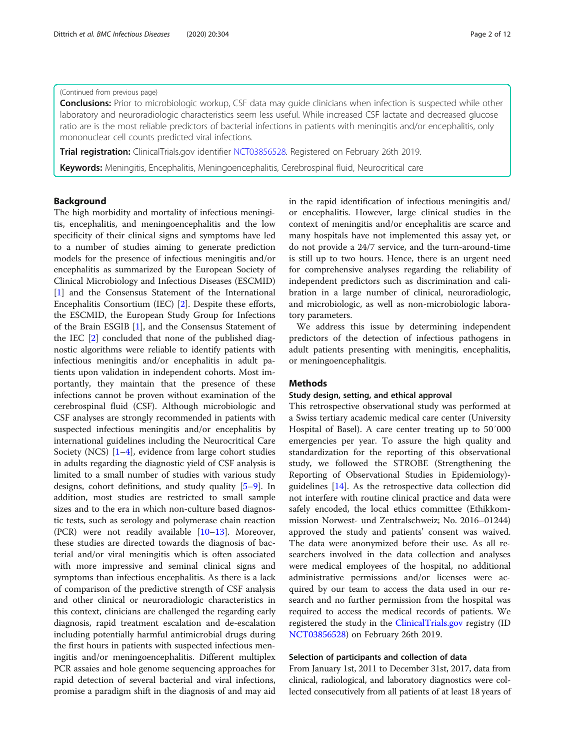(Continued from previous page)

**Conclusions:** Prior to microbiologic workup, CSF data may guide clinicians when infection is suspected while other laboratory and neuroradiologic characteristics seem less useful. While increased CSF lactate and decreased glucose ratio are is the most reliable predictors of bacterial infections in patients with meningitis and/or encephalitis, only mononuclear cell counts predicted viral infections.

**Trial registration:** ClinicalTrials.gov identifier NCT03856528. Registered on February 26th 2019.

**Keywords:** Meningitis, Encephalitis, Meningoencephalitis, Cerebrospinal fluid, Neurocritical care

## Background

The high morbidity and mortality of infectious meningitis, encephalitis, and meningoencephalitis and the low specificity of their clinical signs and symptoms have led to a number of studies aiming to generate prediction models for the presence of infectious meningitis and/or encephalitis as summarized by the European Society of Clinical Microbiology and Infectious Diseases (ESCMID) [1] and the Consensus Statement of the International Encephalitis Consortium (IEC) [2]. Despite these efforts, the ESCMID, the European Study Group for Infections of the Brain ESGIB [1], and the Consensus Statement of the IEC [2] concluded that none of the published diagnostic algorithms were reliable to identify patients with infectious meningitis and/or encephalitis in adult patients upon validation in independent cohorts. Most importantly, they maintain that the presence of these infections cannot be proven without examination of the cerebrospinal fluid (CSF). Although microbiologic and CSF analyses are strongly recommended in patients with suspected infectious meningitis and/or encephalitis by international guidelines including the Neurocritical Care Society (NCS) [1–4], evidence from large cohort studies in adults regarding the diagnostic yield of CSF analysis is limited to a small number of studies with various study designs, cohort definitions, and study quality [5–9]. In addition, most studies are restricted to small sample sizes and to the era in which non-culture based diagnostic tests, such as serology and polymerase chain reaction (PCR) were not readily available [10–13]. Moreover, these studies are directed towards the diagnosis of bacterial and/or viral meningitis which is often associated with more impressive and seminal clinical signs and symptoms than infectious encephalitis. As there is a lack of comparison of the predictive strength of CSF analysis and other clinical or neuroradiologic characteristics in this context, clinicians are challenged the regarding early diagnosis, rapid treatment escalation and de-escalation including potentially harmful antimicrobial drugs during the first hours in patients with suspected infectious meningitis and/or meningoencephalitis. Different multiplex PCR assaies and hole genome sequencing approaches for rapid detection of several bacterial and viral infections, promise a paradigm shift in the diagnosis of and may aid in the rapid identification of infectious meningitis and/or encephalitis. However, large clinical studies in the context of meningitis and/or encephalitis are scarce and many hospitals have not implemented this assay yet, or do not provide a 24/7 service, and the turn-around-time is still up to two hours. Hence, there is an urgent need for comprehensive analyses regarding the reliability of independent predictors such as discrimination and calibration in a large number of clinical, neuroradiologic, and microbiologic, as well as non-microbiologic laboratory parameters.

We address this issue by determining independent predictors of the detection of infectious pathogens in adult patients presenting with meningitis, encephalitis, or meningoencephalitgis.

## Methods

### Study design, setting, and ethical approval

This retrospective observational study was performed at a Swiss tertiary academic medical care center (University Hospital of Basel). A care center treating up to 50′000 emergencies per year. To assure the high quality and standardization for the reporting of this observational study, we followed the STROBE (Strengthening the Reporting of Observational Studies in Epidemiology)-guidelines [14]. As the retrospective data collection did not interfere with routine clinical practice and data were safely encoded, the local ethics committee (Ethikkommission Norwest- und Zentralschweiz; No. 2016–01244) approved the study and patients' consent was waived. The data were anonymized before their use. As all researchers involved in the data collection and analyses were medical employees of the hospital, no additional administrative permissions and/or licenses were acquired by our team to access the data used in our research and no further permission from the hospital was required to access the medical records of patients. We registered the study in the ClinicalTrials.gov registry (ID NCT03856528) on February 26th 2019.

### Selection of participants and collection of data

From January 1st, 2011 to December 31st, 2017, data from clinical, radiological, and laboratory diagnostics were collected consecutively from all patients of at least 18 years of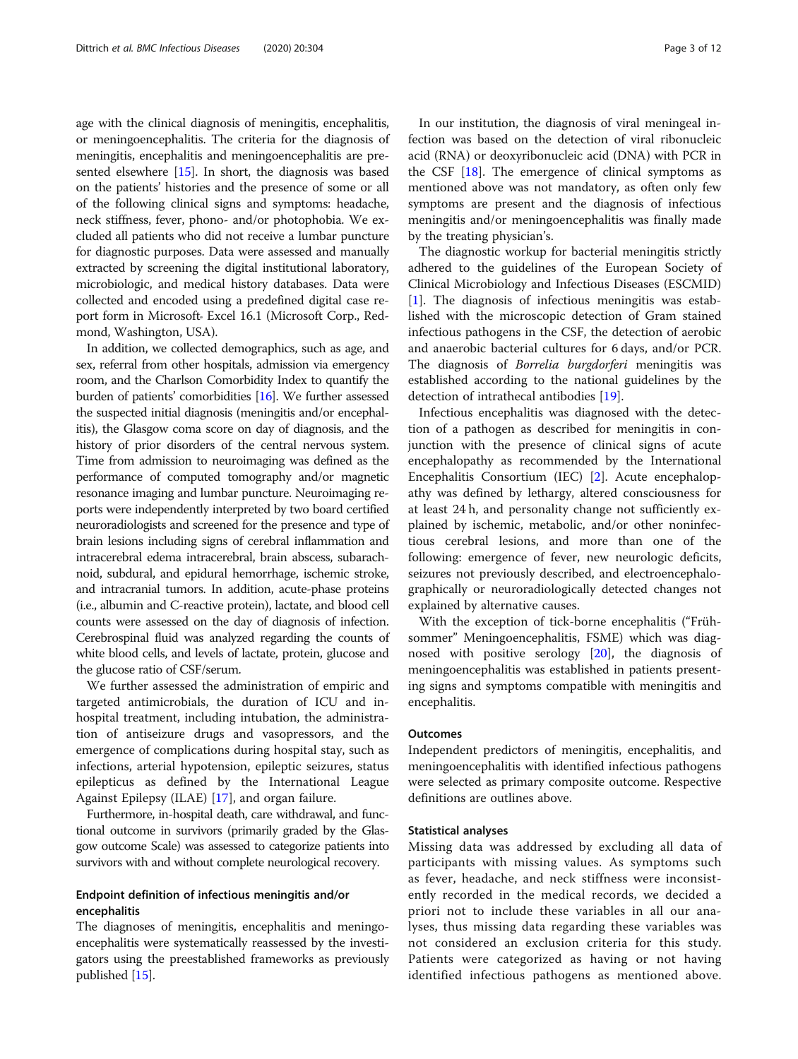age with the clinical diagnosis of meningitis, encephalitis, or meningoencephalitis. The criteria for the diagnosis of meningitis, encephalitis and meningoencephalitis are presented elsewhere [15]. In short, the diagnosis was based on the patients' histories and the presence of some or all of the following clinical signs and symptoms: headache, neck stiffness, fever, phono- and/or photophobia. We excluded all patients who did not receive a lumbar puncture for diagnostic purposes. Data were assessed and manually extracted by screening the digital institutional laboratory, microbiologic, and medical history databases. Data were collected and encoded using a predefined digital case report form in Microsoft® Excel 16.1 (Microsoft Corp., Redmond, Washington, USA).

In addition, we collected demographics, such as age, and sex, referral from other hospitals, admission via emergency room, and the Charlson Comorbidity Index to quantify the burden of patients' comorbidities [16]. We further assessed the suspected initial diagnosis (meningitis and/or encephalitis), the Glasgow coma score on day of diagnosis, and the history of prior disorders of the central nervous system. Time from admission to neuroimaging was defined as the performance of computed tomography and/or magnetic resonance imaging and lumbar puncture. Neuroimaging reports were independently interpreted by two board certified neuroradiologists and screened for the presence and type of brain lesions including signs of cerebral inflammation and intracerebral edema intracerebral, brain abscess, subarachnoid, subdural, and epidural hemorrhage, ischemic stroke, and intracranial tumors. In addition, acute-phase proteins (i.e., albumin and C-reactive protein), lactate, and blood cell counts were assessed on the day of diagnosis of infection. Cerebrospinal fluid was analyzed regarding the counts of white blood cells, and levels of lactate, protein, glucose and the glucose ratio of CSF/serum.

We further assessed the administration of empiric and targeted antimicrobials, the duration of ICU and in-hospital treatment, including intubation, the administration of antiseizure drugs and vasopressors, and the emergence of complications during hospital stay, such as infections, arterial hypotension, epileptic seizures, status epilepticus as defined by the International League Against Epilepsy (ILAE) [17], and organ failure.

Furthermore, in-hospital death, care withdrawal, and functional outcome in survivors (primarily graded by the Glasgow outcome Scale) was assessed to categorize patients into survivors with and without complete neurological recovery.

### Endpoint definition of infectious meningitis and/or encephalitis

The diagnoses of meningitis, encephalitis and meningoencephalitis were systematically reassessed by the investigators using the preestablished frameworks as previously published [15].

In our institution, the diagnosis of viral meningeal infection was based on the detection of viral ribonucleic acid (RNA) or deoxyribonucleic acid (DNA) with PCR in the CSF [18]. The emergence of clinical symptoms as mentioned above was not mandatory, as often only few symptoms are present and the diagnosis of infectious meningitis and/or meningoencephalitis was finally made by the treating physician's.

The diagnostic workup for bacterial meningitis strictly adhered to the guidelines of the European Society of Clinical Microbiology and Infectious Diseases (ESCMID) [1]. The diagnosis of infectious meningitis was established with the microscopic detection of Gram stained infectious pathogens in the CSF, the detection of aerobic and anaerobic bacterial cultures for 6 days, and/or PCR. The diagnosis of *Borrelia burgdorferi* meningitis was established according to the national guidelines by the detection of intrathecal antibodies [19].

Infectious encephalitis was diagnosed with the detection of a pathogen as described for meningitis in conjunction with the presence of clinical signs of acute encephalopathy as recommended by the International Encephalitis Consortium (IEC) [2]. Acute encephalopathy was defined by lethargy, altered consciousness for at least 24 h, and personality change not sufficiently explained by ischemic, metabolic, and/or other noninfectious cerebral lesions, and more than one of the following: emergence of fever, new neurologic deficits, seizures not previously described, and electroencephalographically or neuroradiologically detected changes not explained by alternative causes.

With the exception of tick-borne encephalitis ("Frühsommer" Meningoencephalitis, FSME) which was diagnosed with positive serology [20], the diagnosis of meningoencephalitis was established in patients presenting signs and symptoms compatible with meningitis and encephalitis.

### Outcomes

Independent predictors of meningitis, encephalitis, and meningoencephalitis with identified infectious pathogens were selected as primary composite outcome. Respective definitions are outlines above.

### Statistical analyses

Missing data was addressed by excluding all data of participants with missing values. As symptoms such as fever, headache, and neck stiffness were inconsistently recorded in the medical records, we decided a priori not to include these variables in all our analyses, thus missing data regarding these variables was not considered an exclusion criteria for this study. Patients were categorized as having or not having identified infectious pathogens as mentioned above.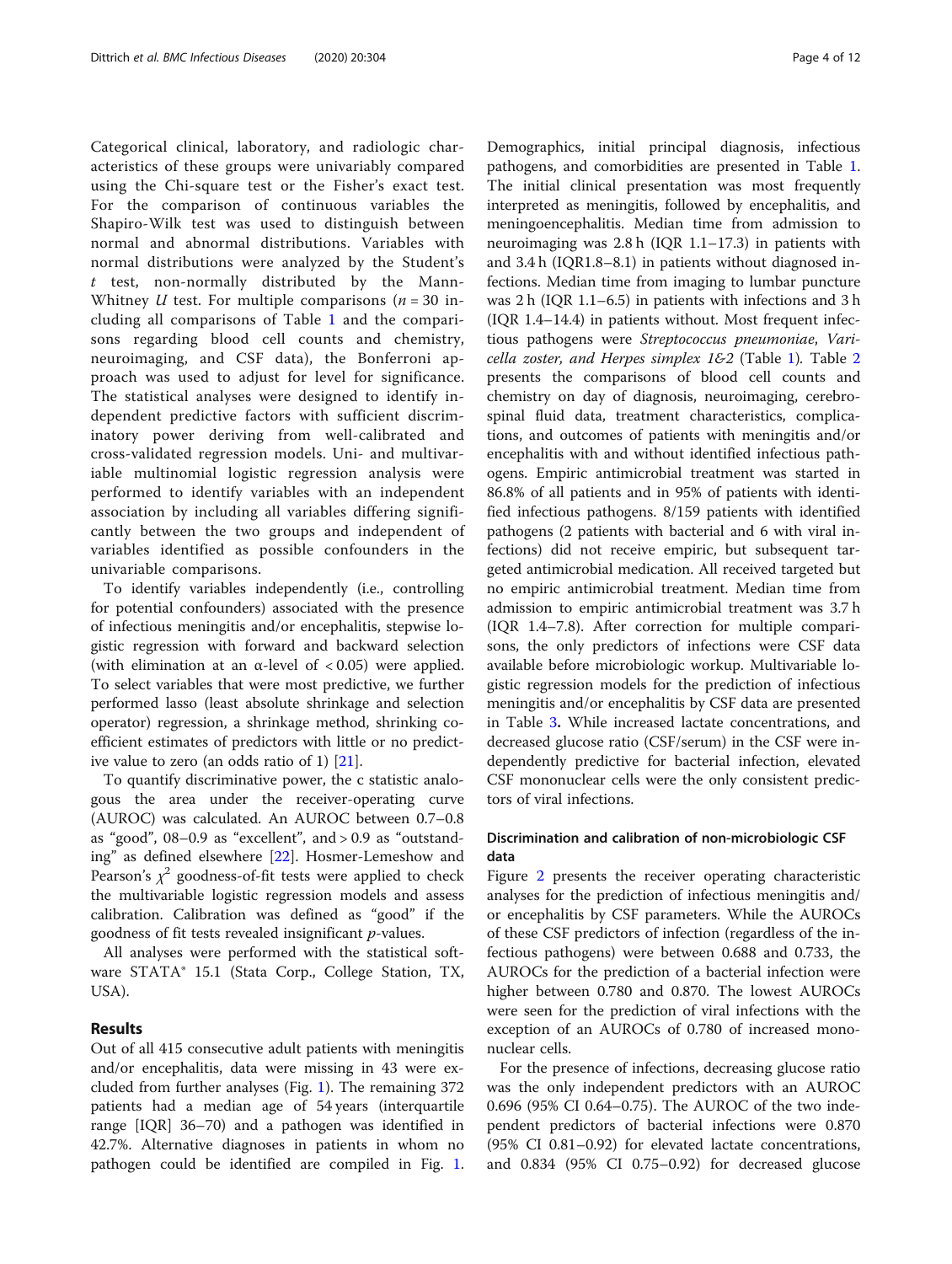Categorical clinical, laboratory, and radiologic characteristics of these groups were univariably compared using the Chi-square test or the Fisher's exact test. For the comparison of continuous variables the Shapiro-Wilk test was used to distinguish between normal and abnormal distributions. Variables with normal distributions were analyzed by the Student's $t$ test, non-normally distributed by the Mann-Whitney $U$ test. For multiple comparisons ($n = 30$ including all comparisons of Table 1 and the comparisons regarding blood cell counts and chemistry, neuroimaging, and CSF data), the Bonferroni approach was used to adjust for level for significance. The statistical analyses were designed to identify independent predictive factors with sufficient discriminatory power deriving from well-calibrated and cross-validated regression models. Uni- and multivariable multinomial logistic regression analysis were performed to identify variables with an independent association by including all variables differing significantly between the two groups and independent of variables identified as possible confounders in the univariable comparisons.

To identify variables independently (i.e., controlling for potential confounders) associated with the presence of infectious meningitis and/or encephalitis, stepwise logistic regression with forward and backward selection (with elimination at an α-level of < 0.05) were applied. To select variables that were most predictive, we further performed lasso (least absolute shrinkage and selection operator) regression, a shrinkage method, shrinking coefficient estimates of predictors with little or no predictive value to zero (an odds ratio of 1) [21].

To quantify discriminative power, the c statistic analogous the area under the receiver-operating curve (AUROC) was calculated. An AUROC between 0.7–0.8 as "good", 08–0.9 as "excellent", and > 0.9 as "outstanding" as defined elsewhere [22]. Hosmer-Lemeshow and Pearson's $\chi^2$ goodness-of-fit tests were applied to check the multivariable logistic regression models and assess calibration. Calibration was defined as "good" if the goodness of fit tests revealed insignificant $p$-values.

All analyses were performed with the statistical software STATA® 15.1 (Stata Corp., College Station, TX, USA).

## Results

Out of all 415 consecutive adult patients with meningitis and/or encephalitis, data were missing in 43 were excluded from further analyses (Fig. 1). The remaining 372 patients had a median age of 54 years (interquartile range [IQR] 36–70) and a pathogen was identified in 42.7%. Alternative diagnoses in patients in whom no pathogen could be identified are compiled in Fig. 1. Demographics, initial principal diagnosis, infectious pathogens, and comorbidities are presented in Table 1. The initial clinical presentation was most frequently interpreted as meningitis, followed by encephalitis, and meningoencephalitis. Median time from admission to neuroimaging was 2.8 h (IQR 1.1–17.3) in patients with and 3.4 h (IQR1.8–8.1) in patients without diagnosed infections. Median time from imaging to lumbar puncture was 2 h (IQR 1.1–6.5) in patients with infections and 3 h (IQR 1.4–14.4) in patients without. Most frequent infectious pathogens were *Streptococcus pneumoniae*, *Varicella zoster, and Herpes simplex 1&2* (Table 1). Table 2 presents the comparisons of blood cell counts and chemistry on day of diagnosis, neuroimaging, cerebrospinal fluid data, treatment characteristics, complications, and outcomes of patients with meningitis and/or encephalitis with and without identified infectious pathogens. Empiric antimicrobial treatment was started in 86.8% of all patients and in 95% of patients with identified infectious pathogens. 8/159 patients with identified pathogens (2 patients with bacterial and 6 with viral infections) did not receive empiric, but subsequent targeted antimicrobial medication. All received targeted but no empiric antimicrobial treatment. Median time from admission to empiric antimicrobial treatment was 3.7 h (IQR 1.4–7.8). After correction for multiple comparisons, the only predictors of infections were CSF data available before microbiologic workup. Multivariable logistic regression models for the prediction of infectious meningitis and/or encephalitis by CSF data are presented in Table 3**.** While increased lactate concentrations, and decreased glucose ratio (CSF/serum) in the CSF were independently predictive for bacterial infection, elevated CSF mononuclear cells were the only consistent predictors of viral infections.

### Discrimination and calibration of non-microbiologic CSF data

Figure 2 presents the receiver operating characteristic analyses for the prediction of infectious meningitis and/or encephalitis by CSF parameters. While the AUROCs of these CSF predictors of infection (regardless of the infectious pathogens) were between 0.688 and 0.733, the AUROCs for the prediction of a bacterial infection were higher between 0.780 and 0.870. The lowest AUROCs were seen for the prediction of viral infections with the exception of an AUROCs of 0.780 of increased mononuclear cells.

For the presence of infections, decreasing glucose ratio was the only independent predictors with an AUROC 0.696 (95% CI 0.64–0.75). The AUROC of the two independent predictors of bacterial infections were 0.870 (95% CI 0.81–0.92) for elevated lactate concentrations, and 0.834 (95% CI 0.75–0.92) for decreased glucose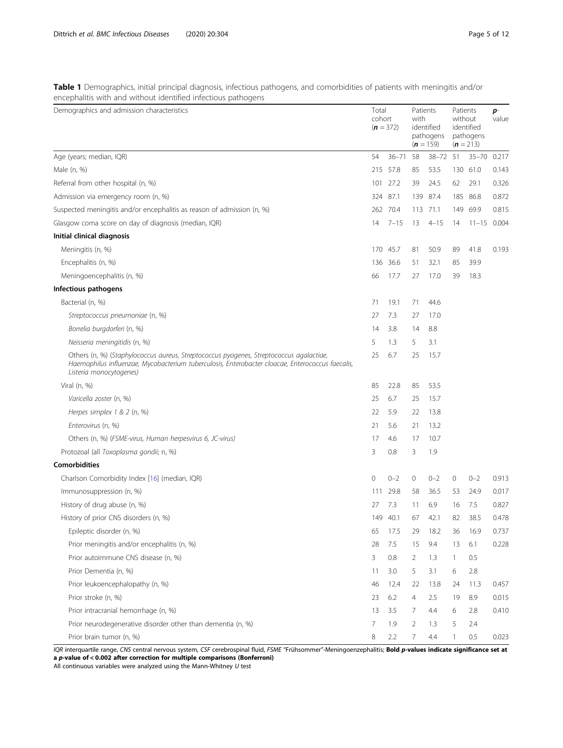**Table 1** Demographics, initial principal diagnosis, infectious pathogens, and comorbidities of patients with meningitis and/or encephalitis with and without identified infectious pathogens

| Demographics and admission characteristics | Total cohort ($n = 372$) | | Patients with identified pathogens ($n = 159$) | | Patients without identified pathogens ($n = 213$) | | p-value |
|---|---|---|---|---|---|---|---|
| Age (years; median, IQR) | 54 | 36–71 | 58 | 38–72 | 51 | 35–70 | 0.217 |
| Male (n, %) | 215 | 57.8 | 85 | 53.5 | 130 | 61.0 | 0.143 |
| Referral from other hospital (n, %) | 101 | 27.2 | 39 | 24.5 | 62 | 29.1 | 0.326 |
| Admission via emergency room (n, %) | 324 | 87.1 | 139 | 87.4 | 185 | 86.8 | 0.872 |
| Suspected meningitis and/or encephalitis as reason of admission (n, %) | 262 | 70.4 | 113 | 71.1 | 149 | 69.9 | 0.815 |
| Glasgow coma score on day of diagnosis (median, IQR) | 14 | 7–15 | 13 | 4–15 | 14 | 11–15 | 0.004 |
| **Initial clinical diagnosis** | | | | | | | |
| Meningitis (n, %) | 170 | 45.7 | 81 | 50.9 | 89 | 41.8 | 0.193 |
| Encephalitis (n, %) | 136 | 36.6 | 51 | 32.1 | 85 | 39.9 | |
| Meningoencephalitis (n, %) | 66 | 17.7 | 27 | 17.0 | 39 | 18.3 | |
| **Infectious pathogens** | | | | | | | |
| Bacterial (n, %) | 71 | 19.1 | 71 | 44.6 | | | |
| *Streptococcus pneumoniae* (n, %) | 27 | 7.3 | 27 | 17.0 | | | |
| *Borrelia burgdorferi* (n, %) | 14 | 3.8 | 14 | 8.8 | | | |
| *Neisseria meningitidis* (n, %) | 5 | 1.3 | 5 | 3.1 | | | |
| Others (n, %) (*Staphylococcus aureus, Streptococcus pyogenes, Streptococcus agalactiae, Haemophilus influenzae, Mycobacterium tuberculosis, Enterobacter cloacae, Enterococcus faecalis, Listeria monocytogenes*) | 25 | 6.7 | 25 | 15.7 | | | |
| Viral (n, %) | 85 | 22.8 | 85 | 53.5 | | | |
| *Varicella zoster* (n, %) | 25 | 6.7 | 25 | 15.7 | | | |
| *Herpes simplex 1 & 2* (n, %) | 22 | 5.9 | 22 | 13.8 | | | |
| *Enterovirus* (n, %) | 21 | 5.6 | 21 | 13.2 | | | |
| Others (n, %) (*FSME-virus, Human herpesvirus 6, JC-virus*) | 17 | 4.6 | 17 | 10.7 | | | |
| Protozoal (all *Toxoplasma gondii*; n, %) | 3 | 0.8 | 3 | 1.9 | | | |
| **Comorbidities** | | | | | | | |
| Charlson Comorbidity Index [16] (median, IQR) | 0 | 0–2 | 0 | 0–2 | 0 | 0–2 | 0.913 |
| Immunosuppression (n, %) | 111 | 29.8 | 58 | 36.5 | 53 | 24.9 | 0.017 |
| History of drug abuse (n, %) | 27 | 7.3 | 11 | 6.9 | 16 | 7.5 | 0.827 |
| History of prior CNS disorders (n, %) | 149 | 40.1 | 67 | 42.1 | 82 | 38.5 | 0.478 |
| Epileptic disorder (n, %) | 65 | 17.5 | 29 | 18.2 | 36 | 16.9 | 0.737 |
| Prior meningitis and/or encephalitis (n, %) | 28 | 7.5 | 15 | 9.4 | 13 | 6.1 | 0.228 |
| Prior autoimmune CNS disease (n, %) | 3 | 0.8 | 2 | 1.3 | 1 | 0.5 | |
| Prior Dementia (n, %) | 11 | 3.0 | 5 | 3.1 | 6 | 2.8 | |
| Prior leukoencephalopathy (n, %) | 46 | 12.4 | 22 | 13.8 | 24 | 11.3 | 0.457 |
| Prior stroke (n, %) | 23 | 6.2 | 4 | 2.5 | 19 | 8.9 | 0.015 |
| Prior intracranial hemorrhage (n, %) | 13 | 3.5 | 7 | 4.4 | 6 | 2.8 | 0.410 |
| Prior neurodegenerative disorder other than dementia (n, %) | 7 | 1.9 | 2 | 1.3 | 5 | 2.4 | |
| Prior brain tumor (n, %) | 8 | 2.2 | 7 | 4.4 | 1 | 0.5 | 0.023 |

*IQR* interquartile range, *CNS* central nervous system, *CSF* cerebrospinal fluid, *FSME* "Frühsommer"-Meningoenzephalitis; **Bold p-values indicate significance set at a p-value of < 0.002 after correction for multiple comparisons (Bonferroni)**

All continuous variables were analyzed using the Mann-Whitney *U* test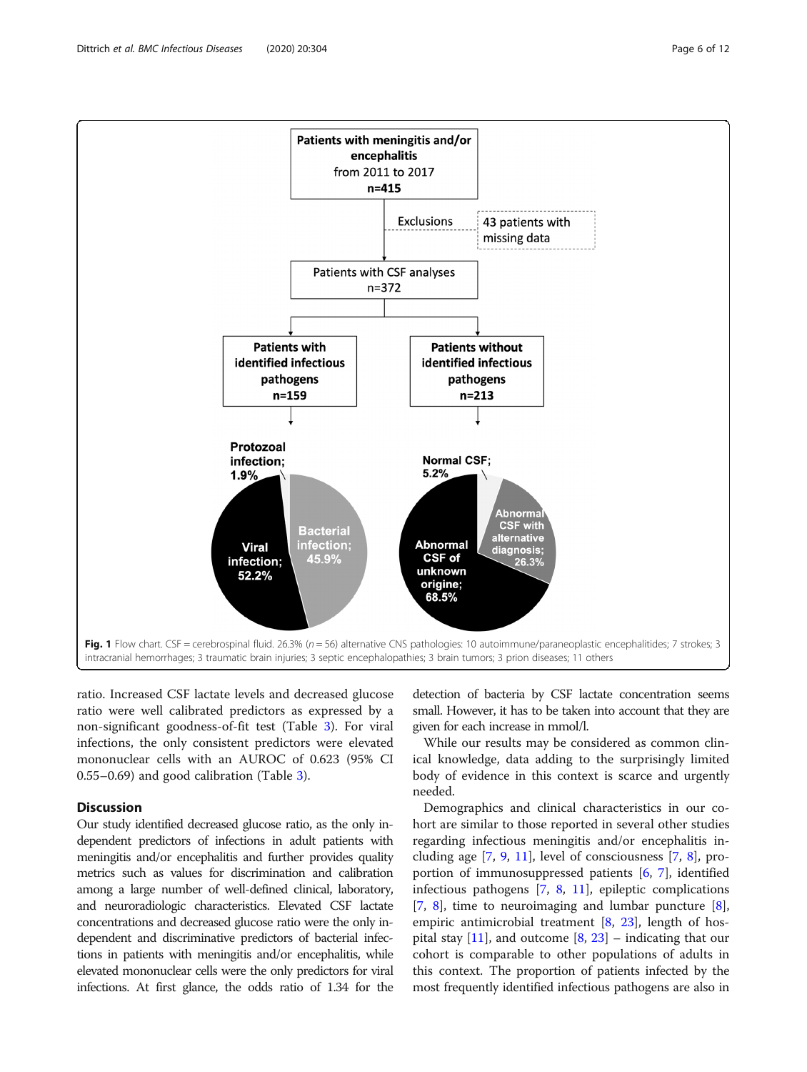**Fig. 1** Flow chart. CSF = cerebrospinal fluid. 26.3% ($n = 56$) alternative CNS pathologies: 10 autoimmune/paraneoplastic encephalitides; 7 strokes; 3 intracranial hemorrhages; 3 traumatic brain injuries; 3 septic encephalopathies; 3 brain tumors; 3 prion diseases; 11 others

ratio. Increased CSF lactate levels and decreased glucose ratio were well calibrated predictors as expressed by a non-significant goodness-of-fit test (Table 3). For viral infections, the only consistent predictors were elevated mononuclear cells with an AUROC of 0.623 (95% CI 0.55–0.69) and good calibration (Table 3).

## Discussion

Our study identified decreased glucose ratio, as the only independent predictors of infections in adult patients with meningitis and/or encephalitis and further provides quality metrics such as values for discrimination and calibration among a large number of well-defined clinical, laboratory, and neuroradiologic characteristics. Elevated CSF lactate concentrations and decreased glucose ratio were the only independent and discriminative predictors of bacterial infections in patients with meningitis and/or encephalitis, while elevated mononuclear cells were the only predictors for viral infections. At first glance, the odds ratio of 1.34 for the detection of bacteria by CSF lactate concentration seems small. However, it has to be taken into account that they are given for each increase in mmol/l.

While our results may be considered as common clinical knowledge, data adding to the surprisingly limited body of evidence in this context is scarce and urgently needed.

Demographics and clinical characteristics in our cohort are similar to those reported in several other studies regarding infectious meningitis and/or encephalitis including age [7, 9, 11], level of consciousness [7, 8], proportion of immunosuppressed patients [6, 7], identified infectious pathogens [7, 8, 11], epileptic complications [7, 8], time to neuroimaging and lumbar puncture [8], empiric antimicrobial treatment [8, 23], length of hospital stay [11], and outcome [8, 23] – indicating that our cohort is comparable to other populations of adults in this context. The proportion of patients infected by the most frequently identified infectious pathogens are also in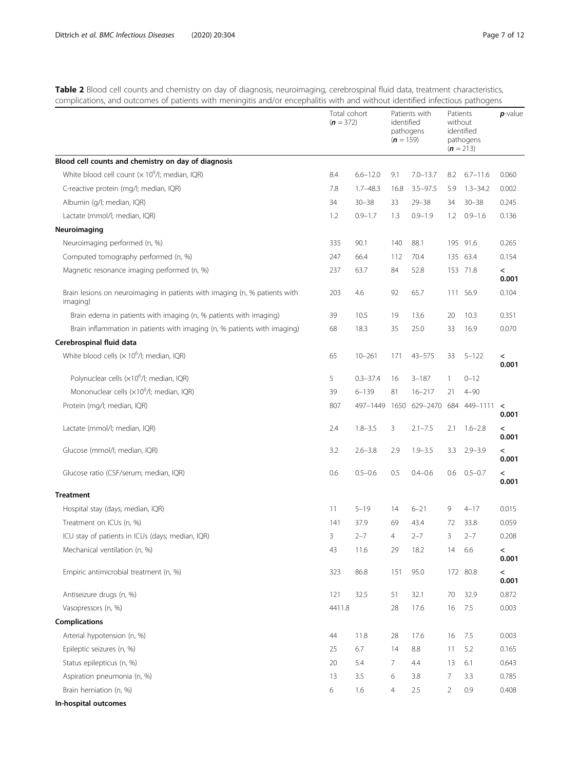**Table 2** Blood cell counts and chemistry on day of diagnosis, neuroimaging, cerebrospinal fluid data, treatment characteristics, complications, and outcomes of patients with meningitis and/or encephalitis with and without identified infectious pathogens

| | Total cohort (**n** = 372) | | Patients with identified pathogens (**n** = 159) | | Patients without identified pathogens (**n** = 213) | | ***p***-value |
|---|---|---|---|---|---|---|---|
| **Blood cell counts and chemistry on day of diagnosis** | | | | | | | |
| White blood cell count ($\times 10^9$/l; median, IQR) | 8.4 | 6.6–12.0 | 9.1 | 7.0–13.7 | 8.2 | 6.7–11.6 | 0.060 |
| C-reactive protein (mg/l; median, IQR) | 7.8 | 1.7–48.3 | 16.8 | 3.5–97.5 | 5.9 | 1.3–34.2 | 0.002 |
| Albumin (g/l; median, IQR) | 34 | 30–38 | 33 | 29–38 | 34 | 30–38 | 0.245 |
| Lactate (mmol/l; median, IQR) | 1.2 | 0.9–1.7 | 1.3 | 0.9–1.9 | 1.2 | 0.9–1.6 | 0.136 |
| **Neuroimaging** | | | | | | | |
| Neuroimaging performed (n, %) | 335 | 90.1 | 140 | 88.1 | 195 | 91.6 | 0.265 |
| Computed tomography performed (n, %) | 247 | 66.4 | 112 | 70.4 | 135 | 63.4 | 0.154 |
| Magnetic resonance imaging performed (n, %) | 237 | 63.7 | 84 | 52.8 | 153 | 71.8 | < **0.001** |
| Brain lesions on neuroimaging in patients with imaging (n, % patients with imaging) | 203 | 4.6 | 92 | 65.7 | 111 | 56.9 | 0.104 |
| Brain edema in patients with imaging (n, % patients with imaging) | 39 | 10.5 | 19 | 13.6 | 20 | 10.3 | 0.351 |
| Brain inflammation in patients with imaging (n, % patients with imaging) | 68 | 18.3 | 35 | 25.0 | 33 | 16.9 | 0.070 |
| **Cerebrospinal fluid data** | | | | | | | |
| White blood cells ($\times 10^6$/l; median, IQR) | 65 | 10–261 | 171 | 43–575 | 33 | 5–122 | < **0.001** |
| Polynuclear cells ($\times 10^6$/l; median, IQR) | 5 | 0.3–37.4 | 16 | 3–187 | 1 | 0–12 | |
| Mononuclear cells ($\times 10^6$/l; median, IQR) | 39 | 6–139 | 81 | 16–217 | 21 | 4–90 | |
| Protein (mg/l; median, IQR) | 807 | 497–1449 | 1650 | 629–2470 | 684 | 449–1111 | < **0.001** |
| Lactate (mmol/l; median, IQR) | 2.4 | 1.8–3.5 | 3 | 2.1–7.5 | 2.1 | 1.6–2.8 | < **0.001** |
| Glucose (mmol/l; median, IQR) | 3.2 | 2.6–3.8 | 2.9 | 1.9–3.5 | 3.3 | 2.9–3.9 | < **0.001** |
| Glucose ratio (CSF/serum; median, IQR) | 0.6 | 0.5–0.6 | 0.5 | 0.4–0.6 | 0.6 | 0.5–0.7 | < **0.001** |
| **Treatment** | | | | | | | |
| Hospital stay (days; median, IQR) | 11 | 5–19 | 14 | 6–21 | 9 | 4–17 | 0.015 |
| Treatment on ICUs (n, %) | 141 | 37.9 | 69 | 43.4 | 72 | 33.8 | 0.059 |
| ICU stay of patients in ICUs (days; median, IQR) | 3 | 2–7 | 4 | 2–7 | 3 | 2–7 | 0.208 |
| Mechanical ventilation (n, %) | 43 | 11.6 | 29 | 18.2 | 14 | 6.6 | < **0.001** |
| Empiric antimicrobial treatment (n, %) | 323 | 86.8 | 151 | 95.0 | 172 | 80.8 | < **0.001** |
| Antiseizure drugs (n, %) | 121 | 32.5 | 51 | 32.1 | 70 | 32.9 | 0.872 |
| Vasopressors (n, %) | 4411.8 | | 28 | 17.6 | 16 | 7.5 | 0.003 |
| **Complications** | | | | | | | |
| Arterial hypotension (n, %) | 44 | 11.8 | 28 | 17.6 | 16 | 7.5 | 0.003 |
| Epileptic seizures (n, %) | 25 | 6.7 | 14 | 8.8 | 11 | 5.2 | 0.165 |
| Status epilepticus (n, %) | 20 | 5.4 | 7 | 4.4 | 13 | 6.1 | 0.643 |
| Aspiration pneumonia (n, %) | 13 | 3.5 | 6 | 3.8 | 7 | 3.3 | 0.785 |
| Brain herniation (n, %) | 6 | 1.6 | 4 | 2.5 | 2 | 0.9 | 0.408 |
| **In-hospital outcomes** | | | | | | | |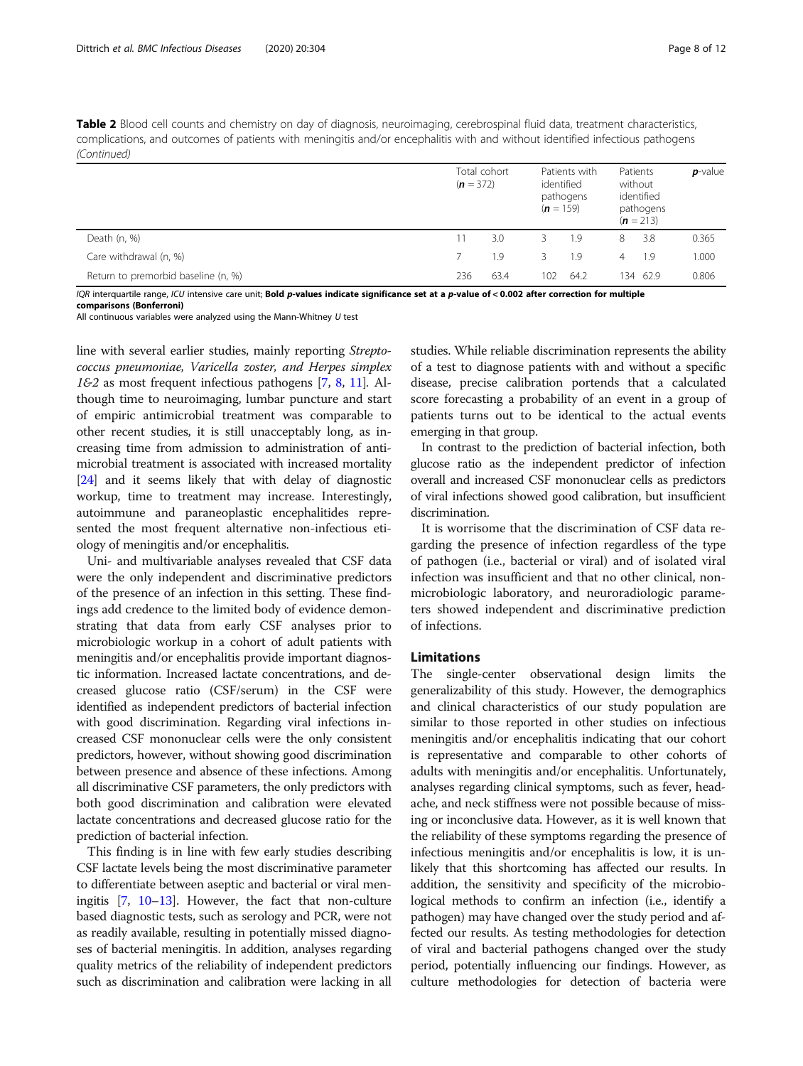**Table 2** Blood cell counts and chemistry on day of diagnosis, neuroimaging, cerebrospinal fluid data, treatment characteristics, complications, and outcomes of patients with meningitis and/or encephalitis with and without identified infectious pathogens *(Continued)*

| | Total cohort ($n$ = 372) | | Patients with identified pathogens ($n$ = 159) | | Patients without identified pathogens ($n$ = 213) | | $p$-value |
|---|---|---|---|---|---|---|---|
| Death (n, %) | 11 | 3.0 | 3 | 1.9 | 8 | 3.8 | 0.365 |
| Care withdrawal (n, %) | 7 | 1.9 | 3 | 1.9 | 4 | 1.9 | 1.000 |
| Return to premorbid baseline (n, %) | 236 | 63.4 | 102 | 64.2 | 134 | 62.9 | 0.806 |

*IQR* interquartile range, *ICU* intensive care unit; **Bold** ***p*****-values indicate significance set at a** ***p*****-value of < 0.002 after correction for multiple comparisons (Bonferroni)**
All continuous variables were analyzed using the Mann-Whitney *U* test

line with several earlier studies, mainly reporting *Streptococcus pneumoniae, Varicella zoster, and Herpes simplex 1&2* as most frequent infectious pathogens [7, 8, 11]. Although time to neuroimaging, lumbar puncture and start of empiric antimicrobial treatment was comparable to other recent studies, it is still unacceptably long, as increasing time from admission to administration of antimicrobial treatment is associated with increased mortality [24] and it seems likely that with delay of diagnostic workup, time to treatment may increase. Interestingly, autoimmune and paraneoplastic encephalitides represented the most frequent alternative non-infectious etiology of meningitis and/or encephalitis.

Uni- and multivariable analyses revealed that CSF data were the only independent and discriminative predictors of the presence of an infection in this setting. These findings add credence to the limited body of evidence demonstrating that data from early CSF analyses prior to microbiologic workup in a cohort of adult patients with meningitis and/or encephalitis provide important diagnostic information. Increased lactate concentrations, and decreased glucose ratio (CSF/serum) in the CSF were identified as independent predictors of bacterial infection with good discrimination. Regarding viral infections increased CSF mononuclear cells were the only consistent predictors, however, without showing good discrimination between presence and absence of these infections. Among all discriminative CSF parameters, the only predictors with both good discrimination and calibration were elevated lactate concentrations and decreased glucose ratio for the prediction of bacterial infection.

This finding is in line with few early studies describing CSF lactate levels being the most discriminative parameter to differentiate between aseptic and bacterial or viral meningitis [7, 10–13]. However, the fact that non-culture based diagnostic tests, such as serology and PCR, were not as readily available, resulting in potentially missed diagnoses of bacterial meningitis. In addition, analyses regarding quality metrics of the reliability of independent predictors such as discrimination and calibration were lacking in all studies. While reliable discrimination represents the ability of a test to diagnose patients with and without a specific disease, precise calibration portends that a calculated score forecasting a probability of an event in a group of patients turns out to be identical to the actual events emerging in that group.

In contrast to the prediction of bacterial infection, both glucose ratio as the independent predictor of infection overall and increased CSF mononuclear cells as predictors of viral infections showed good calibration, but insufficient discrimination.

It is worrisome that the discrimination of CSF data regarding the presence of infection regardless of the type of pathogen (i.e., bacterial or viral) and of isolated viral infection was insufficient and that no other clinical, non-microbiologic laboratory, and neuroradiologic parameters showed independent and discriminative prediction of infections.

## Limitations

The single-center observational design limits the generalizability of this study. However, the demographics and clinical characteristics of our study population are similar to those reported in other studies on infectious meningitis and/or encephalitis indicating that our cohort is representative and comparable to other cohorts of adults with meningitis and/or encephalitis. Unfortunately, analyses regarding clinical symptoms, such as fever, headache, and neck stiffness were not possible because of missing or inconclusive data. However, as it is well known that the reliability of these symptoms regarding the presence of infectious meningitis and/or encephalitis is low, it is unlikely that this shortcoming has affected our results. In addition, the sensitivity and specificity of the microbiological methods to confirm an infection (i.e., identify a pathogen) may have changed over the study period and affected our results. As testing methodologies for detection of viral and bacterial pathogens changed over the study period, potentially influencing our findings. However, as culture methodologies for detection of bacteria were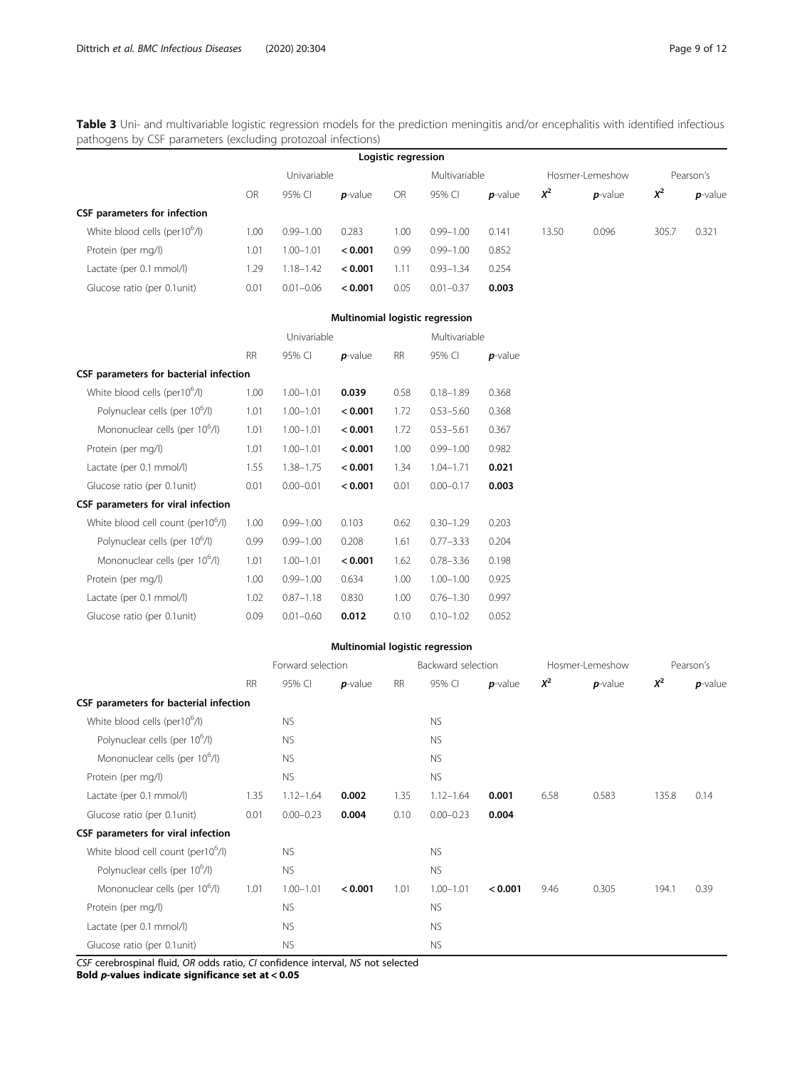**Table 3** Uni- and multivariable logistic regression models for the prediction meningitis and/or encephalitis with identified infectious pathogens by CSF parameters (excluding protozoal infections)

| Logistic regression | | | | | | | | | | |
|---|---|---|---|---|---|---|---|---|---|---|
| | Univariable | | | Multivariable | | | Hosmer-Lemeshow | | Pearson's | |
| | OR | 95% CI | *p*-value | OR | 95% CI | *p*-value | $X^2$ | *p*-value | $X^2$ | *p*-value |
| **CSF parameters for infection** | | | | | | | | | | |
| White blood cells (per$10^6$/l) | 1.00 | 0.99–1.00 | 0.283 | 1.00 | 0.99–1.00 | 0.141 | 13.50 | 0.096 | 305.7 | 0.321 |
| Protein (per mg/l) | 1.01 | 1.00–1.01 | **< 0.001** | 0.99 | 0.99–1.00 | 0.852 | | | | |
| Lactate (per 0.1 mmol/l) | 1.29 | 1.18–1.42 | **< 0.001** | 1.11 | 0.93–1.34 | 0.254 | | | | |
| Glucose ratio (per 0.1unit) | 0.01 | 0.01–0.06 | **< 0.001** | 0.05 | 0.01–0.37 | **0.003** | | | | |

| Multinomial logistic regression | | | | | | |
|---|---|---|---|---|---|---|
| | Univariable | | | Multivariable | | |
| | RR | 95% CI | *p*-value | RR | 95% CI | *p*-value |
| **CSF parameters for bacterial infection** | | | | | | |
| White blood cells (per$10^6$/l) | 1.00 | 1.00–1.01 | **0.039** | 0.58 | 0.18–1.89 | 0.368 |
| Polynuclear cells (per $10^6$/l) | 1.01 | 1.00–1.01 | **< 0.001** | 1.72 | 0.53–5.60 | 0.368 |
| Mononuclear cells (per $10^6$/l) | 1.01 | 1.00–1.01 | **< 0.001** | 1.72 | 0.53–5.61 | 0.367 |
| Protein (per mg/l) | 1.01 | 1.00–1.01 | **< 0.001** | 1.00 | 0.99–1.00 | 0.982 |
| Lactate (per 0.1 mmol/l) | 1.55 | 1.38–1.75 | **< 0.001** | 1.34 | 1.04–1.71 | **0.021** |
| Glucose ratio (per 0.1unit) | 0.01 | 0.00–0.01 | **< 0.001** | 0.01 | 0.00–0.17 | **0.003** |
| **CSF parameters for viral infection** | | | | | | |
| White blood cell count (per$10^6$/l) | 1.00 | 0.99–1.00 | 0.103 | 0.62 | 0.30–1.29 | 0.203 |
| Polynuclear cells (per $10^6$/l) | 0.99 | 0.99–1.00 | 0.208 | 1.61 | 0.77–3.33 | 0.204 |
| Mononuclear cells (per $10^6$/l) | 1.01 | 1.00–1.01 | **< 0.001** | 1.62 | 0.78–3.36 | 0.198 |
| Protein (per mg/l) | 1.00 | 0.99–1.00 | 0.634 | 1.00 | 1.00–1.00 | 0.925 |
| Lactate (per 0.1 mmol/l) | 1.02 | 0.87–1.18 | 0.830 | 1.00 | 0.76–1.30 | 0.997 |
| Glucose ratio (per 0.1unit) | 0.09 | 0.01–0.60 | **0.012** | 0.10 | 0.10–1.02 | 0.052 |

| Multinomial logistic regression | | | | | | | | | | |
|---|---|---|---|---|---|---|---|---|---|---|
| | Forward selection | | | Backward selection | | | Hosmer-Lemeshow | | Pearson's | |
| | RR | 95% CI | *p*-value | RR | 95% CI | *p*-value | $X^2$ | *p*-value | $X^2$ | *p*-value |
| **CSF parameters for bacterial infection** | | | | | | | | | | |
| White blood cells (per$10^6$/l) | | NS | | | NS | | | | | |
| Polynuclear cells (per $10^6$/l) | | NS | | | NS | | | | | |
| Mononuclear cells (per $10^6$/l) | | NS | | | NS | | | | | |
| Protein (per mg/l) | | NS | | | NS | | | | | |
| Lactate (per 0.1 mmol/l) | 1.35 | 1.12–1.64 | **0.002** | 1.35 | 1.12–1.64 | **0.001** | 6.58 | 0.583 | 135.8 | 0.14 |
| Glucose ratio (per 0.1unit) | 0.01 | 0.00–0.23 | **0.004** | 0.10 | 0.00–0.23 | **0.004** | | | | |
| **CSF parameters for viral infection** | | | | | | | | | | |
| White blood cell count (per$10^6$/l) | | NS | | | NS | | | | | |
| Polynuclear cells (per $10^6$/l) | | NS | | | NS | | | | | |
| Mononuclear cells (per $10^6$/l) | 1.01 | 1.00–1.01 | **< 0.001** | 1.01 | 1.00–1.01 | **< 0.001** | 9.46 | 0.305 | 194.1 | 0.39 |
| Protein (per mg/l) | | NS | | | NS | | | | | |
| Lactate (per 0.1 mmol/l) | | NS | | | NS | | | | | |
| Glucose ratio (per 0.1unit) | | NS | | | NS | | | | | |

*CSF* cerebrospinal fluid, *OR* odds ratio, *CI* confidence interval, *NS* not selected
**Bold *p*-values indicate significance set at < 0.05**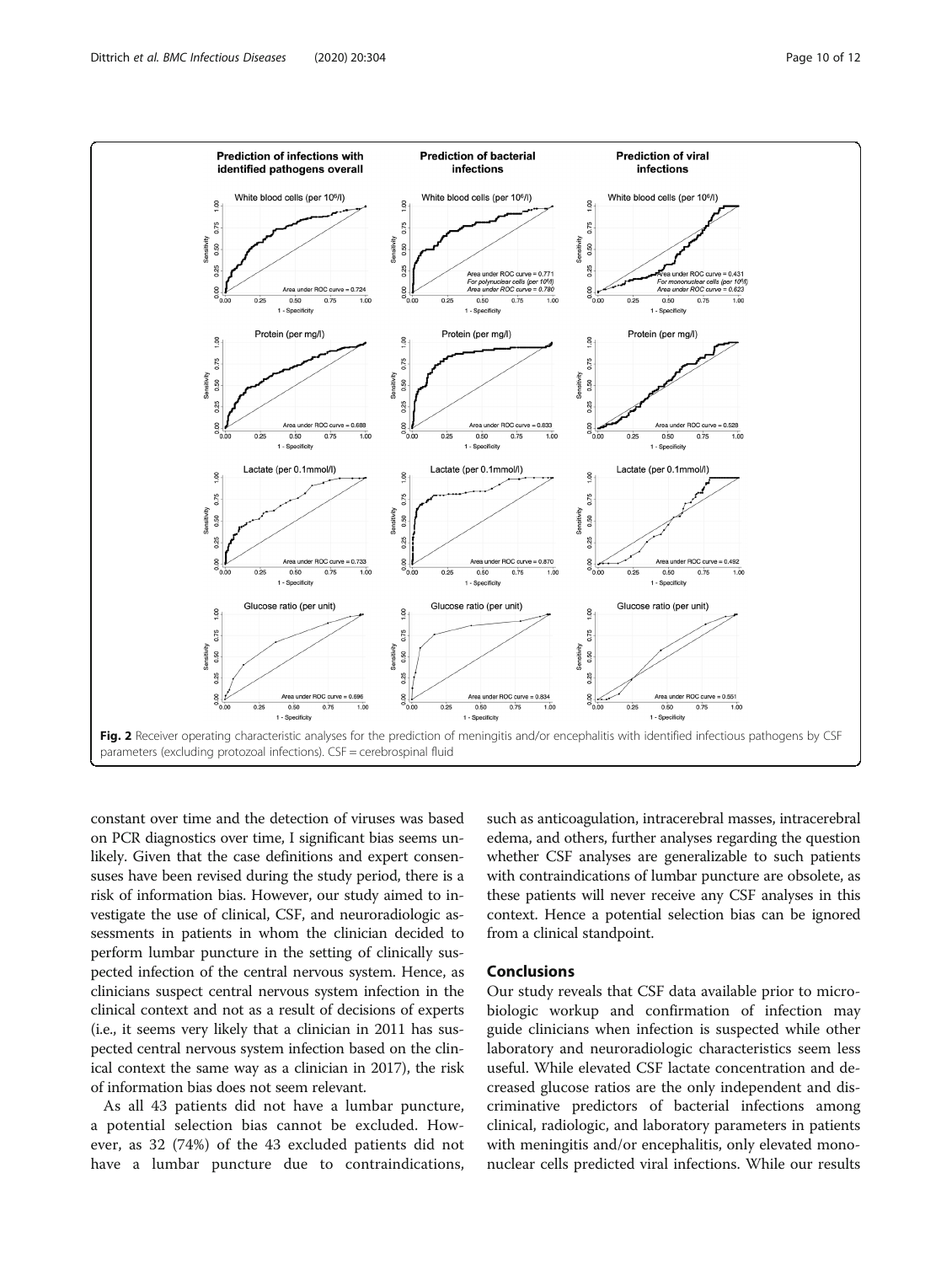Fig. 2 Receiver operating characteristic analyses for the prediction of meningitis and/or encephalitis with identified infectious pathogens by CSF parameters (excluding protozoal infections). CSF = cerebrospinal fluid

constant over time and the detection of viruses was based on PCR diagnostics over time, I significant bias seems unlikely. Given that the case definitions and expert consensuses have been revised during the study period, there is a risk of information bias. However, our study aimed to investigate the use of clinical, CSF, and neuroradiologic assessments in patients in whom the clinician decided to perform lumbar puncture in the setting of clinically suspected infection of the central nervous system. Hence, as clinicians suspect central nervous system infection in the clinical context and not as a result of decisions of experts (i.e., it seems very likely that a clinician in 2011 has suspected central nervous system infection based on the clinical context the same way as a clinician in 2017), the risk of information bias does not seem relevant.

As all 43 patients did not have a lumbar puncture, a potential selection bias cannot be excluded. However, as 32 (74%) of the 43 excluded patients did not have a lumbar puncture due to contraindications, such as anticoagulation, intracerebral masses, intracerebral edema, and others, further analyses regarding the question whether CSF analyses are generalizable to such patients with contraindications of lumbar puncture are obsolete, as these patients will never receive any CSF analyses in this context. Hence a potential selection bias can be ignored from a clinical standpoint.

## Conclusions

Our study reveals that CSF data available prior to microbiologic workup and confirmation of infection may guide clinicians when infection is suspected while other laboratory and neuroradiologic characteristics seem less useful. While elevated CSF lactate concentration and decreased glucose ratios are the only independent and discriminative predictors of bacterial infections among clinical, radiologic, and laboratory parameters in patients with meningitis and/or encephalitis, only elevated mononuclear cells predicted viral infections. While our results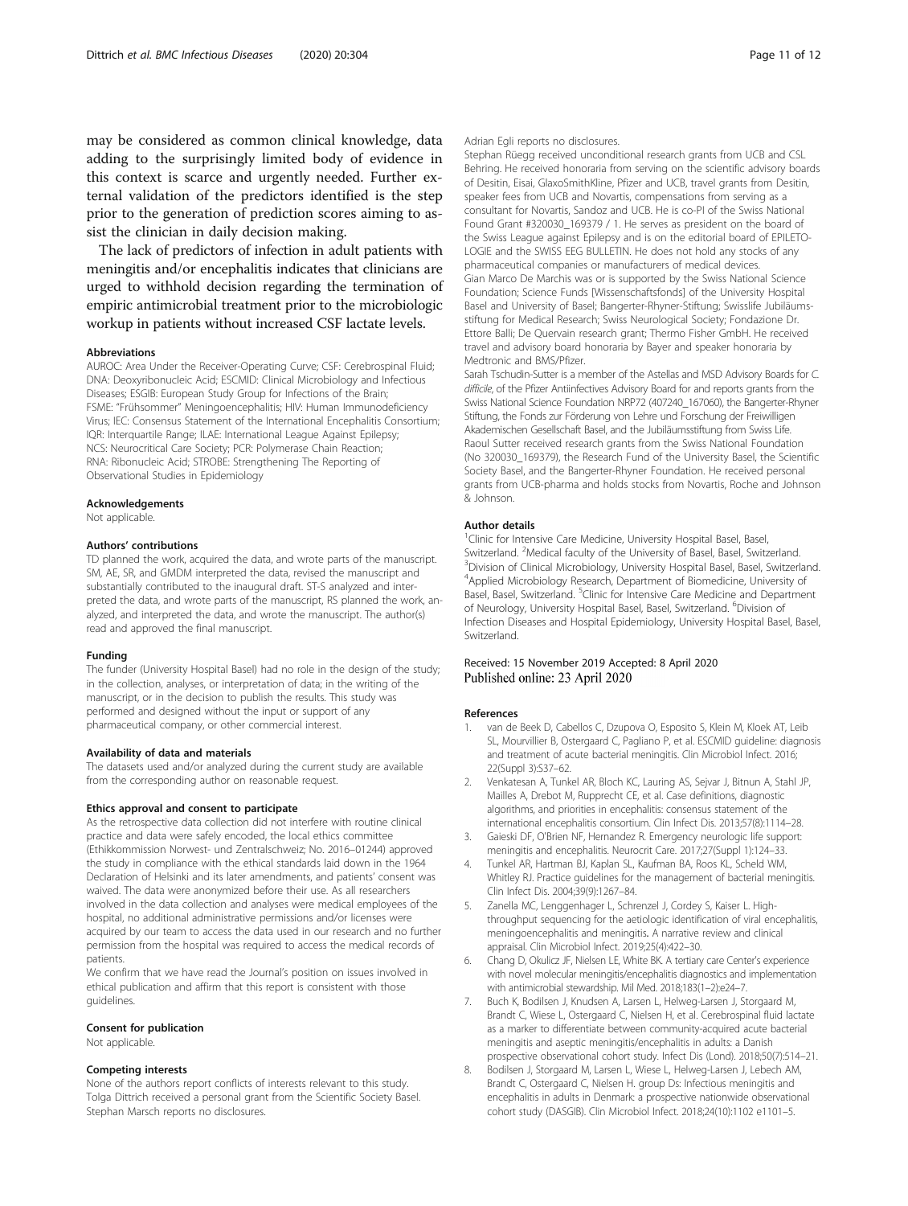may be considered as common clinical knowledge, data adding to the surprisingly limited body of evidence in this context is scarce and urgently needed. Further external validation of the predictors identified is the step prior to the generation of prediction scores aiming to assist the clinician in daily decision making.

The lack of predictors of infection in adult patients with meningitis and/or encephalitis indicates that clinicians are urged to withhold decision regarding the termination of empiric antimicrobial treatment prior to the microbiologic workup in patients without increased CSF lactate levels.

#### Abbreviations

AUROC: Area Under the Receiver-Operating Curve; CSF: Cerebrospinal Fluid; DNA: Deoxyribonucleic Acid; ESCMID: Clinical Microbiology and Infectious Diseases; ESGIB: European Study Group for Infections of the Brain; FSME: "Frühsommer" Meningoencephalitis; HIV: Human Immunodeficiency Virus; IEC: Consensus Statement of the International Encephalitis Consortium; IQR: Interquartile Range; ILAE: International League Against Epilepsy; NCS: Neurocritical Care Society; PCR: Polymerase Chain Reaction; RNA: Ribonucleic Acid; STROBE: Strengthening The Reporting of Observational Studies in Epidemiology

#### Acknowledgements

Not applicable.

#### Authors' contributions

TD planned the work, acquired the data, and wrote parts of the manuscript. SM, AE, SR, and GMDM interpreted the data, revised the manuscript and substantially contributed to the inaugural draft. ST-S analyzed and interpreted the data, and wrote parts of the manuscript, RS planned the work, analyzed, and interpreted the data, and wrote the manuscript. The author(s) read and approved the final manuscript.

#### Funding

The funder (University Hospital Basel) had no role in the design of the study; in the collection, analyses, or interpretation of data; in the writing of the manuscript, or in the decision to publish the results. This study was performed and designed without the input or support of any pharmaceutical company, or other commercial interest.

#### Availability of data and materials

The datasets used and/or analyzed during the current study are available from the corresponding author on reasonable request.

#### Ethics approval and consent to participate

As the retrospective data collection did not interfere with routine clinical practice and data were safely encoded, the local ethics committee (Ethikkommission Norwest- und Zentralschweiz; No. 2016–01244) approved the study in compliance with the ethical standards laid down in the 1964 Declaration of Helsinki and its later amendments, and patients' consent was waived. The data were anonymized before their use. As all researchers involved in the data collection and analyses were medical employees of the hospital, no additional administrative permissions and/or licenses were acquired by our team to access the data used in our research and no further permission from the hospital was required to access the medical records of patients.

We confirm that we have read the Journal's position on issues involved in ethical publication and affirm that this report is consistent with those guidelines.

#### Consent for publication

Not applicable.

#### Competing interests

None of the authors report conflicts of interests relevant to this study. Tolga Dittrich received a personal grant from the Scientific Society Basel. Stephan Marsch reports no disclosures.
Adrian Egli reports no disclosures.
Stephan Rüegg received unconditional research grants from UCB and CSL Behring. He received honoraria from serving on the scientific advisory boards of Desitin, Eisai, GlaxoSmithKline, Pfizer and UCB, travel grants from Desitin, speaker fees from UCB and Novartis, compensations from serving as a consultant for Novartis, Sandoz and UCB. He is co-PI of the Swiss National Found Grant #320030_169379 / 1. He serves as president on the board of the Swiss League against Epilepsy and is on the editorial board of EPILETOLOGIE and the SWISS EEG BULLETIN. He does not hold any stocks of any pharmaceutical companies or manufacturers of medical devices.
Gian Marco De Marchis was or is supported by the Swiss National Science Foundation; Science Funds [Wissenschaftsfonds] of the University Hospital Basel and University of Basel; Bangerter-Rhyner-Stiftung; Swisslife Jubiläumsstiftung for Medical Research; Swiss Neurological Society; Fondazione Dr. Ettore Balli; De Quervain research grant; Thermo Fisher GmbH. He received travel and advisory board honoraria by Bayer and speaker honoraria by Medtronic and BMS/Pfizer.
Sarah Tschudin-Sutter is a member of the Astellas and MSD Advisory Boards for *C. difficile*, of the Pfizer Antiinfectives Advisory Board for and reports grants from the Swiss National Science Foundation NRP72 (407240_167060), the Bangerter-Rhyner Stiftung, the Fonds zur Förderung von Lehre und Forschung der Freiwilligen Akademischen Gesellschaft Basel, and the Jubiläumsstiftung from Swiss Life.
Raoul Sutter received research grants from the Swiss National Foundation (No 320030_169379), the Research Fund of the University Basel, the Scientific Society Basel, and the Bangerter-Rhyner Foundation. He received personal grants from UCB-pharma and holds stocks from Novartis, Roche and Johnson & Johnson.

#### Author details

[1]Clinic for Intensive Care Medicine, University Hospital Basel, Basel, Switzerland. [2]Medical faculty of the University of Basel, Basel, Switzerland. [3]Division of Clinical Microbiology, University Hospital Basel, Basel, Switzerland. [4]Applied Microbiology Research, Department of Biomedicine, University of Basel, Basel, Switzerland. [5]Clinic for Intensive Care Medicine and Department of Neurology, University Hospital Basel, Basel, Switzerland. [6]Division of Infection Diseases and Hospital Epidemiology, University Hospital Basel, Basel, Switzerland.

Received: 15 November 2019 Accepted: 8 April 2020
Published online: 23 April 2020

#### References

1. van de Beek D, Cabellos C, Dzupova O, Esposito S, Klein M, Kloek AT, Leib SL, Mourvillier B, Ostergaard C, Pagliano P, et al. ESCMID guideline: diagnosis and treatment of acute bacterial meningitis. Clin Microbiol Infect. 2016; 22(Suppl 3):S37–62.
2. Venkatesan A, Tunkel AR, Bloch KC, Lauring AS, Sejvar J, Bitnun A, Stahl JP, Mailles A, Drebot M, Rupprecht CE, et al. Case definitions, diagnostic algorithms, and priorities in encephalitis: consensus statement of the international encephalitis consortium. Clin Infect Dis. 2013;57(8):1114–28.
3. Gaieski DF, O'Brien NF, Hernandez R. Emergency neurologic life support: meningitis and encephalitis. Neurocrit Care. 2017;27(Suppl 1):124–33.
4. Tunkel AR, Hartman BJ, Kaplan SL, Kaufman BA, Roos KL, Scheld WM, Whitley RJ. Practice guidelines for the management of bacterial meningitis. Clin Infect Dis. 2004;39(9):1267–84.
5. Zanella MC, Lenggenhager L, Schrenzel J, Cordey S, Kaiser L. High-throughput sequencing for the aetiologic identification of viral encephalitis, meningoencephalitis and meningitis. A narrative review and clinical appraisal. Clin Microbiol Infect. 2019;25(4):422–30.
6. Chang D, Okulicz JF, Nielsen LE, White BK. A tertiary care Center's experience with novel molecular meningitis/encephalitis diagnostics and implementation with antimicrobial stewardship. Mil Med. 2018;183(1–2):e24–7.
7. Buch K, Bodilsen J, Knudsen A, Larsen L, Helweg-Larsen J, Storgaard M, Brandt C, Wiese L, Ostergaard C, Nielsen H, et al. Cerebrospinal fluid lactate as a marker to differentiate between community-acquired acute bacterial meningitis and aseptic meningitis/encephalitis in adults: a Danish prospective observational cohort study. Infect Dis (Lond). 2018;50(7):514–21.
8. Bodilsen J, Storgaard M, Larsen L, Wiese L, Helweg-Larsen J, Lebech AM, Brandt C, Ostergaard C, Nielsen H. group Ds: Infectious meningitis and encephalitis in adults in Denmark: a prospective nationwide observational cohort study (DASGIB). Clin Microbiol Infect. 2018;24(10):1102 e1101–5.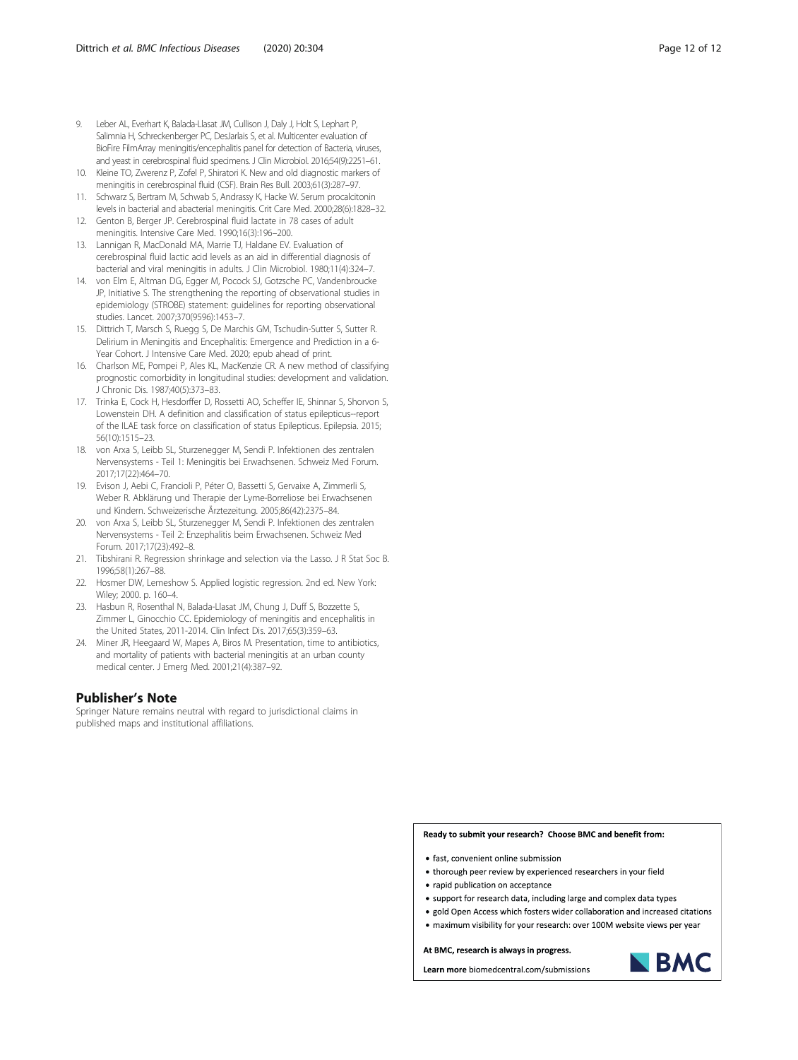9. Leber AL, Everhart K, Balada-Llasat JM, Cullison J, Daly J, Holt S, Lephart P, Salimnia H, Schreckenberger PC, DesJarlais S, et al. Multicenter evaluation of BioFire FilmArray meningitis/encephalitis panel for detection of Bacteria, viruses, and yeast in cerebrospinal fluid specimens. J Clin Microbiol. 2016;54(9):2251–61.
10. Kleine TO, Zwerenz P, Zofel P, Shiratori K. New and old diagnostic markers of meningitis in cerebrospinal fluid (CSF). Brain Res Bull. 2003;61(3):287–97.
11. Schwarz S, Bertram M, Schwab S, Andrassy K, Hacke W. Serum procalcitonin levels in bacterial and abacterial meningitis. Crit Care Med. 2000;28(6):1828–32.
12. Genton B, Berger JP. Cerebrospinal fluid lactate in 78 cases of adult meningitis. Intensive Care Med. 1990;16(3):196–200.
13. Lannigan R, MacDonald MA, Marrie TJ, Haldane EV. Evaluation of cerebrospinal fluid lactic acid levels as an aid in differential diagnosis of bacterial and viral meningitis in adults. J Clin Microbiol. 1980;11(4):324–7.
14. von Elm E, Altman DG, Egger M, Pocock SJ, Gotzsche PC, Vandenbroucke JP, Initiative S. The strengthening the reporting of observational studies in epidemiology (STROBE) statement: guidelines for reporting observational studies. Lancet. 2007;370(9596):1453–7.
15. Dittrich T, Marsch S, Ruegg S, De Marchis GM, Tschudin-Sutter S, Sutter R. Delirium in Meningitis and Encephalitis: Emergence and Prediction in a 6-Year Cohort. J Intensive Care Med. 2020; epub ahead of print.
16. Charlson ME, Pompei P, Ales KL, MacKenzie CR. A new method of classifying prognostic comorbidity in longitudinal studies: development and validation. J Chronic Dis. 1987;40(5):373–83.
17. Trinka E, Cock H, Hesdorffer D, Rossetti AO, Scheffer IE, Shinnar S, Shorvon S, Lowenstein DH. A definition and classification of status epilepticus--report of the ILAE task force on classification of status Epilepticus. Epilepsia. 2015; 56(10):1515–23.
18. von Arxa S, Leibb SL, Sturzenegger M, Sendi P. Infektionen des zentralen Nervensystems - Teil 1: Meningitis bei Erwachsenen. Schweiz Med Forum. 2017;17(22):464–70.
19. Evison J, Aebi C, Francioli P, Péter O, Bassetti S, Gervaixe A, Zimmerli S, Weber R. Abklärung und Therapie der Lyme-Borreliose bei Erwachsenen und Kindern. Schweizerische Ärztezeitung. 2005;86(42):2375–84.
20. von Arxa S, Leibb SL, Sturzenegger M, Sendi P. Infektionen des zentralen Nervensystems - Teil 2: Enzephalitis beim Erwachsenen. Schweiz Med Forum. 2017;17(23):492–8.
21. Tibshirani R. Regression shrinkage and selection via the Lasso. J R Stat Soc B. 1996;58(1):267–88.
22. Hosmer DW, Lemeshow S. Applied logistic regression. 2nd ed. New York: Wiley; 2000. p. 160–4.
23. Hasbun R, Rosenthal N, Balada-Llasat JM, Chung J, Duff S, Bozzette S, Zimmer L, Ginocchio CC. Epidemiology of meningitis and encephalitis in the United States, 2011-2014. Clin Infect Dis. 2017;65(3):359–63.
24. Miner JR, Heegaard W, Mapes A, Biros M. Presentation, time to antibiotics, and mortality of patients with bacterial meningitis at an urban county medical center. J Emerg Med. 2001;21(4):387–92.

## Publisher's Note

Springer Nature remains neutral with regard to jurisdictional claims in published maps and institutional affiliations.

**Ready to submit your research? Choose BMC and benefit from:**

- fast, convenient online submission
- thorough peer review by experienced researchers in your field
- rapid publication on acceptance
- support for research data, including large and complex data types
- gold Open Access which fosters wider collaboration and increased citations
- maximum visibility for your research: over 100M website views per year

**At BMC, research is always in progress.**

**Learn more** biomedcentral.com/submissions

BMC